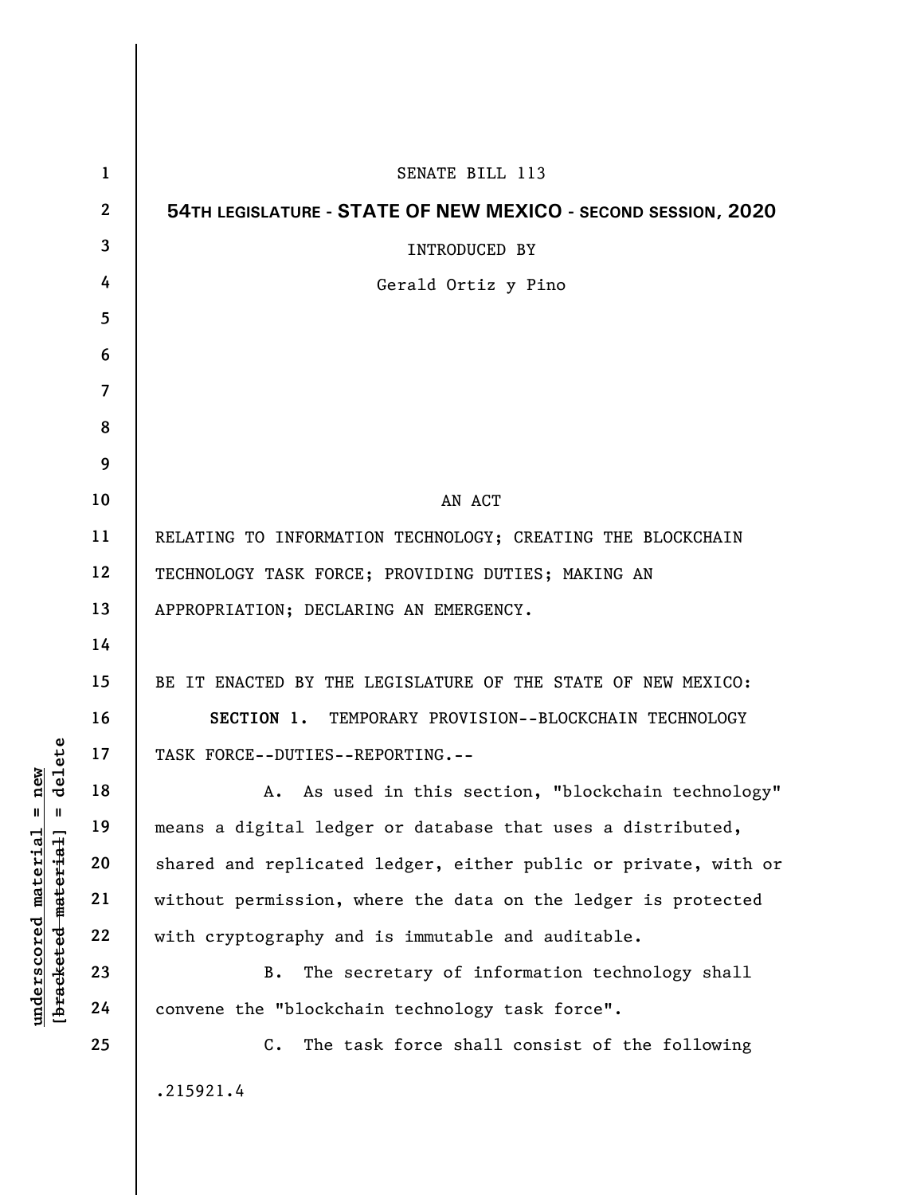SENATE BILL 113

**54TH LEGISLATURE - STATE OF NEW MEXICO - SECOND SESSION, 2020**

INTRODUCED BY

Gerald Ortiz y Pino

AN ACT

RELATING TO INFORMATION TECHNOLOGY; CREATING THE BLOCKCHAIN TECHNOLOGY TASK FORCE; PROVIDING DUTIES; MAKING AN APPROPRIATION; DECLARING AN EMERGENCY.

BE IT ENACTED BY THE LEGISLATURE OF THE STATE OF NEW MEXICO:

**SECTION 1.** TEMPORARY PROVISION--BLOCKCHAIN TECHNOLOGY TASK FORCE--DUTIES--REPORTING.--

A. As used in this section, "blockchain technology" means a digital ledger or database that uses a distributed, shared and replicated ledger, either public or private, with or without permission, where the data on the ledger is protected with cryptography and is immutable and auditable.

B. The secretary of information technology shall convene the "blockchain technology task force".

C. The task force shall consist of the following

.215921.4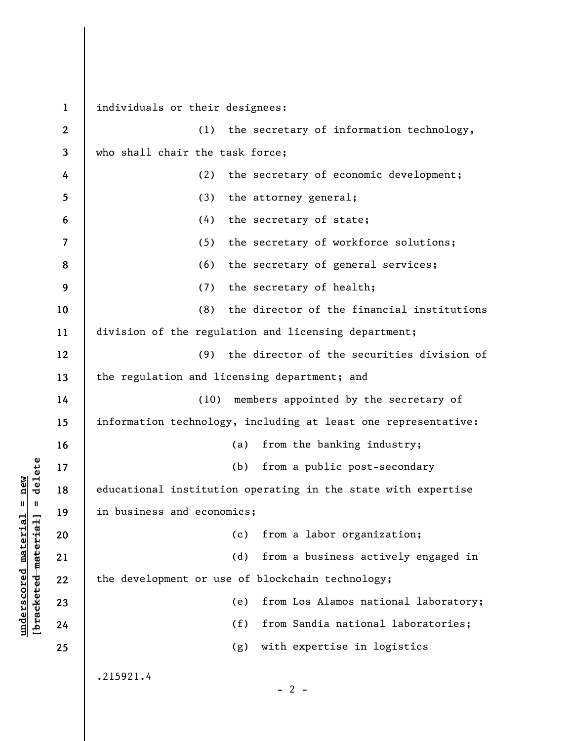individuals or their designees:

(1) the secretary of information technology, who shall chair the task force;

(2) the secretary of economic development;

(3) the attorney general;

(4) the secretary of state;

(5) the secretary of workforce solutions;

(6) the secretary of general services;

(7) the secretary of health;

(8) the director of the financial institutions division of the regulation and licensing department;

(9) the director of the securities division of the regulation and licensing department; and

(10) members appointed by the secretary of information technology, including at least one representative:

(a) from the banking industry;

(b) from a public post-secondary educational institution operating in the state with expertise in business and economics;

(c) from a labor organization;

(d) from a business actively engaged in the development or use of blockchain technology;

(e) from Los Alamos national laboratory;

(f) from Sandia national laboratories;

(g) with expertise in logistics

.215921.4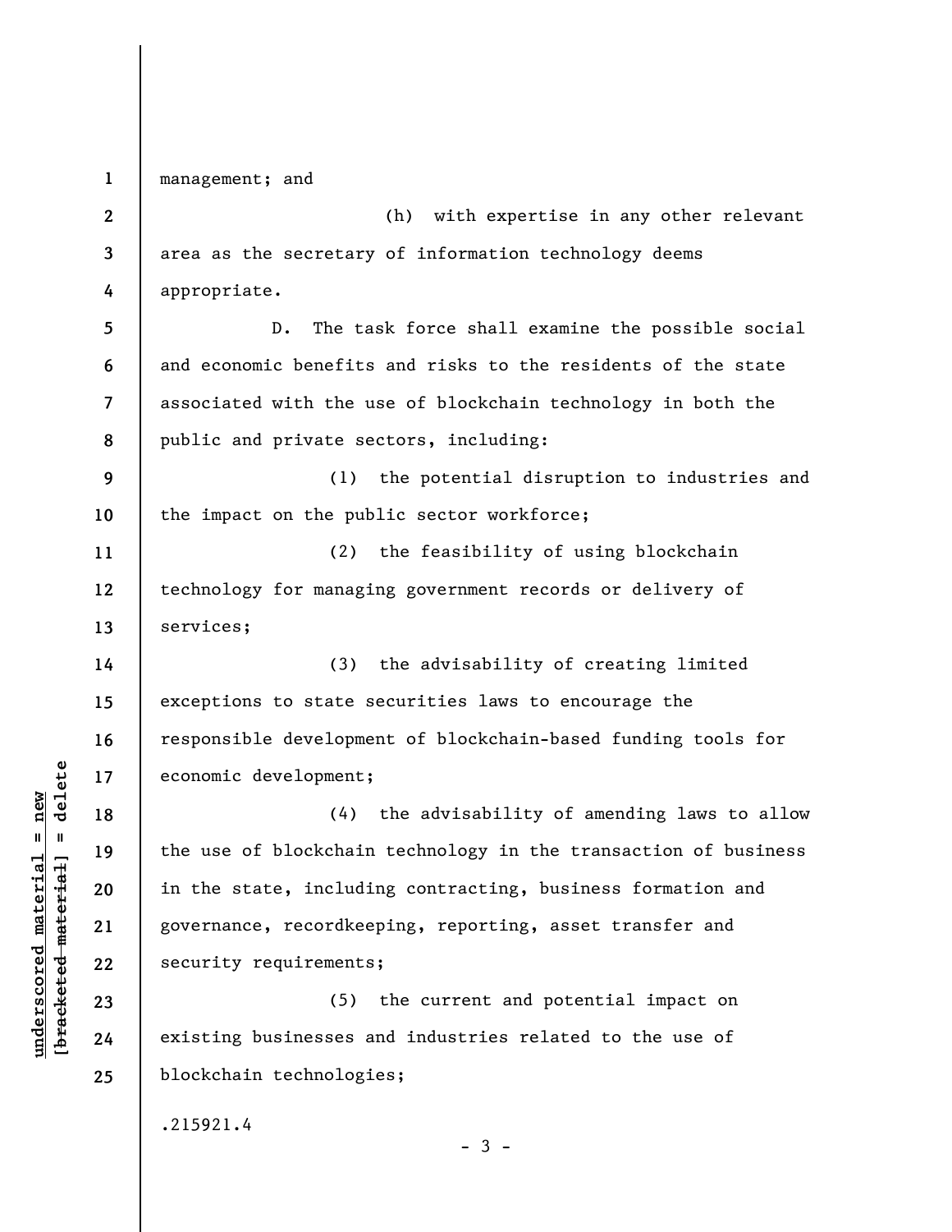management; and

(h) with expertise in any other relevant area as the secretary of information technology deems appropriate.

D. The task force shall examine the possible social and economic benefits and risks to the residents of the state associated with the use of blockchain technology in both the public and private sectors, including:

(1) the potential disruption to industries and the impact on the public sector workforce;

(2) the feasibility of using blockchain technology for managing government records or delivery of services;

(3) the advisability of creating limited exceptions to state securities laws to encourage the responsible development of blockchain-based funding tools for economic development;

(4) the advisability of amending laws to allow the use of blockchain technology in the transaction of business in the state, including contracting, business formation and governance, recordkeeping, reporting, asset transfer and security requirements;

(5) the current and potential impact on existing businesses and industries related to the use of blockchain technologies;

.215921.4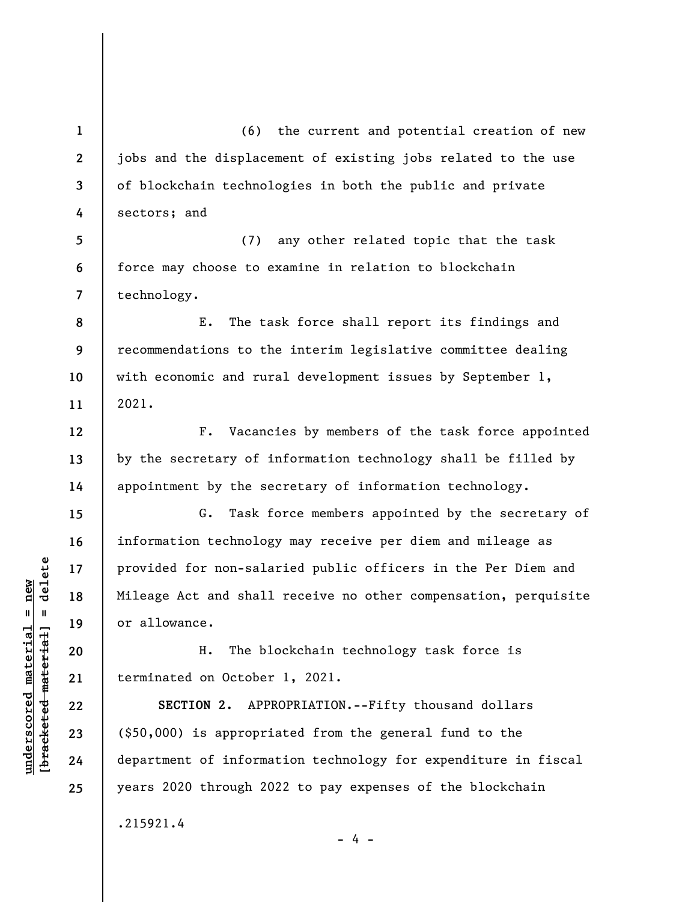(6) the current and potential creation of new jobs and the displacement of existing jobs related to the use of blockchain technologies in both the public and private sectors; and

(7) any other related topic that the task force may choose to examine in relation to blockchain technology.

E. The task force shall report its findings and recommendations to the interim legislative committee dealing with economic and rural development issues by September 1, 2021.

F. Vacancies by members of the task force appointed by the secretary of information technology shall be filled by appointment by the secretary of information technology.

G. Task force members appointed by the secretary of information technology may receive per diem and mileage as provided for non-salaried public officers in the Per Diem and Mileage Act and shall receive no other compensation, perquisite or allowance.

H. The blockchain technology task force is terminated on October 1, 2021.

**SECTION 2.** APPROPRIATION.--Fifty thousand dollars ($50,000) is appropriated from the general fund to the department of information technology for expenditure in fiscal years 2020 through 2022 to pay expenses of the blockchain

.215921.4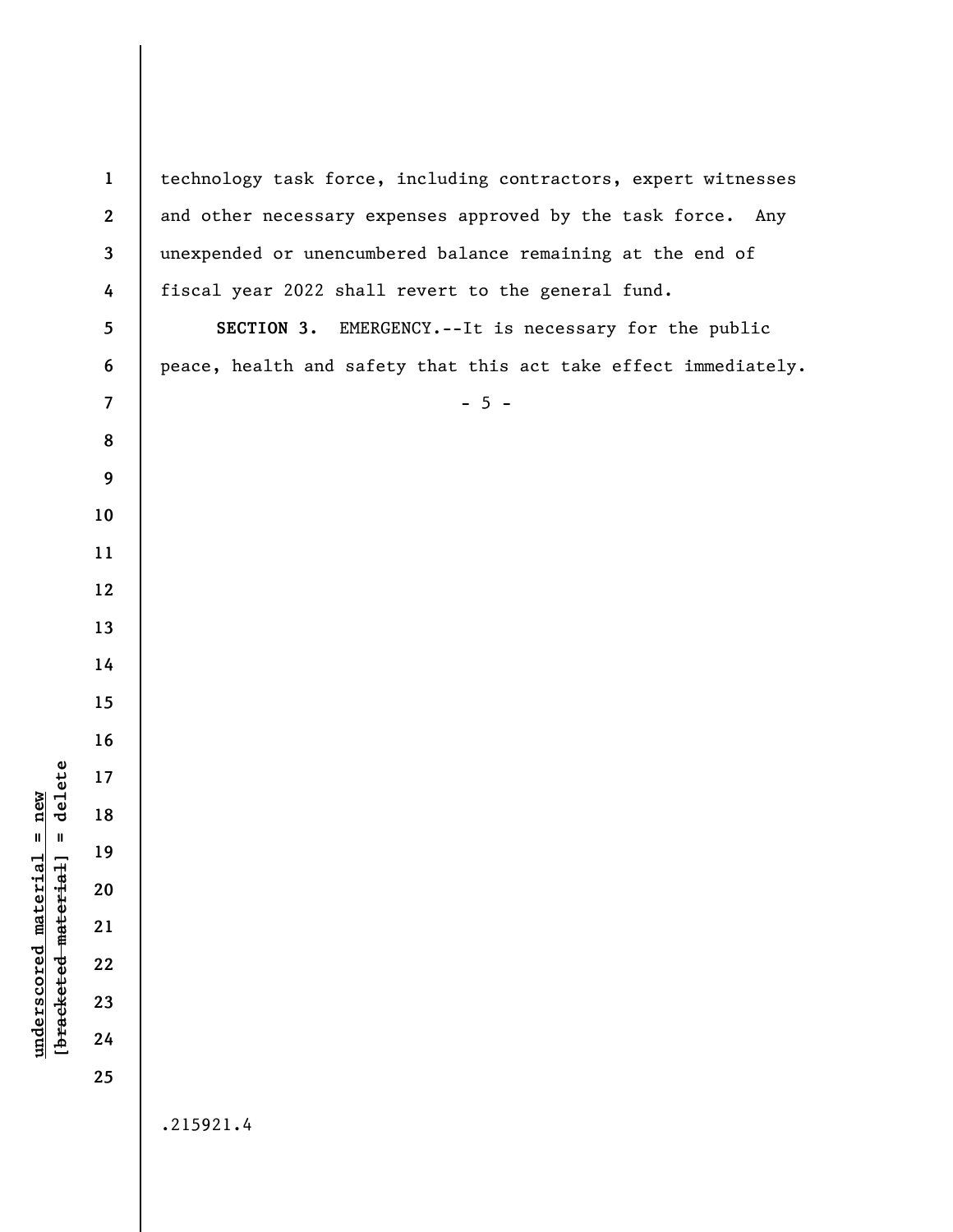technology task force, including contractors, expert witnesses and other necessary expenses approved by the task force. Any unexpended or unencumbered balance remaining at the end of fiscal year 2022 shall revert to the general fund.

**SECTION 3.** EMERGENCY.--It is necessary for the public peace, health and safety that this act take effect immediately.

.215921.4